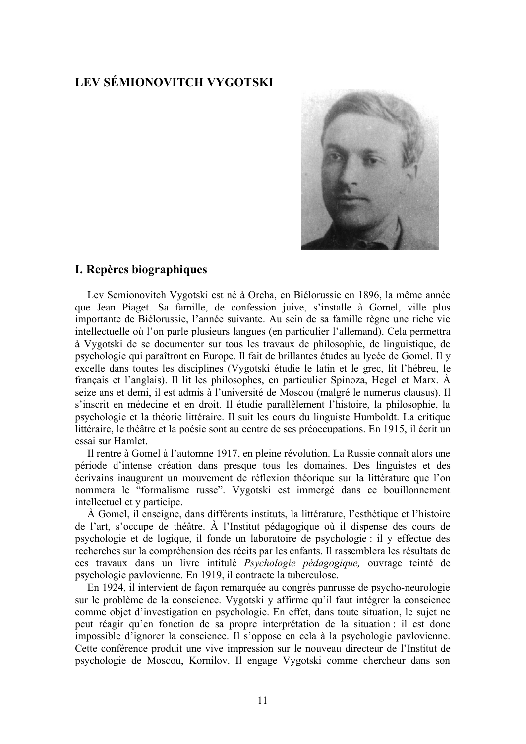# LEV SÉMIONOVITCH VYGOTSKI

## I. Repères biographiques

Lev Semionovitch Vygotski est né à Orcha, en Biélorussie en 1896, la même année que Jean Piaget. Sa famille, de confession juive, s'installe à Gomel, ville plus importante de Biélorussie, l'année suivante. Au sein de sa famille règne une riche vie intellectuelle où l'on parle plusieurs langues (en particulier l'allemand). Cela permettra à Vygotski de se documenter sur tous les travaux de philosophie, de linguistique, de psychologie qui paraîtront en Europe. Il fait de brillantes études au lycée de Gomel. Il y excelle dans toutes les disciplines (Vygotski étudie le latin et le grec, lit l'hébreu, le français et l'anglais). Il lit les philosophes, en particulier Spinoza, Hegel et Marx. À seize ans et demi, il est admis à l'université de Moscou (malgré le numerus clausus). Il s'inscrit en médecine et en droit. Il étudie parallèlement l'histoire, la philosophie, la psychologie et la théorie littéraire. Il suit les cours du linguiste Humboldt. La critique littéraire, le théâtre et la poésie sont au centre de ses préoccupations. En 1915, il écrit un essai sur Hamlet.

Il rentre à Gomel à l'automne 1917, en pleine révolution. La Russie connaît alors une période d'intense création dans presque tous les domaines. Des linguistes et des écrivains inaugurent un mouvement de réflexion théorique sur la littérature que l'on nommera le "formalisme russe". Vygotski est immergé dans ce bouillonnement intellectuel et y participe.

À Gomel, il enseigne, dans différents instituts, la littérature, l'esthétique et l'histoire de l'art, s'occupe de théâtre. À l'Institut pédagogique où il dispense des cours de psychologie et de logique, il fonde un laboratoire de psychologie : il y effectue des recherches sur la compréhension des récits par les enfants. Il rassemblera les résultats de ces travaux dans un livre intitulé *Psychologie pédagogique,* ouvrage teinté de psychologie pavlovienne. En 1919, il contracte la tuberculose.

En 1924, il intervient de façon remarquée au congrès panrusse de psycho-neurologie sur le problème de la conscience. Vygotski y affirme qu'il faut intégrer la conscience comme objet d'investigation en psychologie. En effet, dans toute situation, le sujet ne peut réagir qu'en fonction de sa propre interprétation de la situation : il est donc impossible d'ignorer la conscience. Il s'oppose en cela à la psychologie pavlovienne. Cette conférence produit une vive impression sur le nouveau directeur de l'Institut de psychologie de Moscou, Kornilov. Il engage Vygotski comme chercheur dans son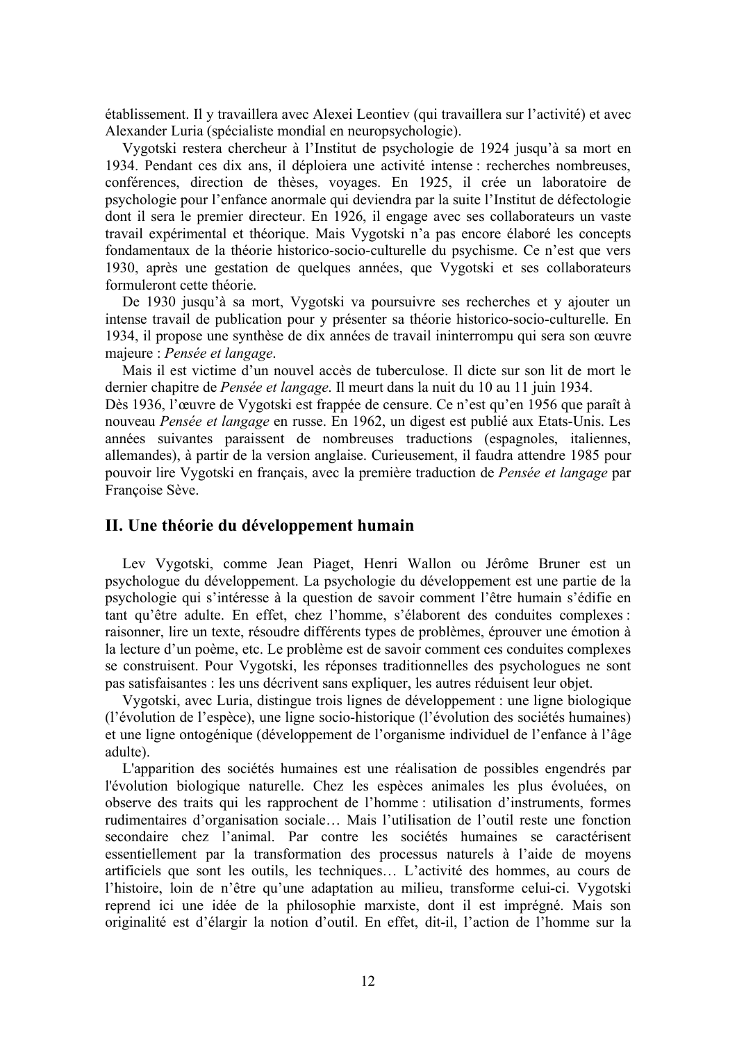établissement. Il y travaillera avec Alexei Leontiev (qui travaillera sur l'activité) et avec Alexander Luria (spécialiste mondial en neuropsychologie).

Vygotski restera chercheur à l'Institut de psychologie de 1924 jusqu'à sa mort en 1934. Pendant ces dix ans, il déploiera une activité intense : recherches nombreuses, conférences, direction de thèses, voyages. En 1925, il crée un laboratoire de psychologie pour l'enfance anormale qui deviendra par la suite l'Institut de défectologie dont il sera le premier directeur. En 1926, il engage avec ses collaborateurs un vaste travail expérimental et théorique. Mais Vygotski n'a pas encore élaboré les concepts fondamentaux de la théorie historico-socio-culturelle du psychisme. Ce n'est que vers 1930, après une gestation de quelques années, que Vygotski et ses collaborateurs formuleront cette théorie.

De 1930 jusqu'à sa mort, Vygotski va poursuivre ses recherches et y ajouter un intense travail de publication pour y présenter sa théorie historico-socio-culturelle. En 1934, il propose une synthèse de dix années de travail ininterrompu qui sera son œuvre majeure : *Pensée et langage*.

Mais il est victime d'un nouvel accès de tuberculose. Il dicte sur son lit de mort le dernier chapitre de *Pensée et langage*. Il meurt dans la nuit du 10 au 11 juin 1934.
Dès 1936, l'œuvre de Vygotski est frappée de censure. Ce n'est qu'en 1956 que paraît à nouveau *Pensée et langage* en russe. En 1962, un digest est publié aux Etats-Unis. Les années suivantes paraissent de nombreuses traductions (espagnoles, italiennes, allemandes), à partir de la version anglaise. Curieusement, il faudra attendre 1985 pour pouvoir lire Vygotski en français, avec la première traduction de *Pensée et langage* par Françoise Sève.

## II. Une théorie du développement humain

Lev Vygotski, comme Jean Piaget, Henri Wallon ou Jérôme Bruner est un psychologue du développement. La psychologie du développement est une partie de la psychologie qui s'intéresse à la question de savoir comment l'être humain s'édifie en tant qu'être adulte. En effet, chez l'homme, s'élaborent des conduites complexes : raisonner, lire un texte, résoudre différents types de problèmes, éprouver une émotion à la lecture d'un poème, etc. Le problème est de savoir comment ces conduites complexes se construisent. Pour Vygotski, les réponses traditionnelles des psychologues ne sont pas satisfaisantes : les uns décrivent sans expliquer, les autres réduisent leur objet.

Vygotski, avec Luria, distingue trois lignes de développement : une ligne biologique (l'évolution de l'espèce), une ligne socio-historique (l'évolution des sociétés humaines) et une ligne ontogénique (développement de l'organisme individuel de l'enfance à l'âge adulte).

L'apparition des sociétés humaines est une réalisation de possibles engendrés par l'évolution biologique naturelle. Chez les espèces animales les plus évoluées, on observe des traits qui les rapprochent de l'homme : utilisation d'instruments, formes rudimentaires d'organisation sociale… Mais l'utilisation de l'outil reste une fonction secondaire chez l'animal. Par contre les sociétés humaines se caractérisent essentiellement par la transformation des processus naturels à l'aide de moyens artificiels que sont les outils, les techniques… L'activité des hommes, au cours de l'histoire, loin de n'être qu'une adaptation au milieu, transforme celui-ci. Vygotski reprend ici une idée de la philosophie marxiste, dont il est imprégné. Mais son originalité est d'élargir la notion d'outil. En effet, dit-il, l'action de l'homme sur la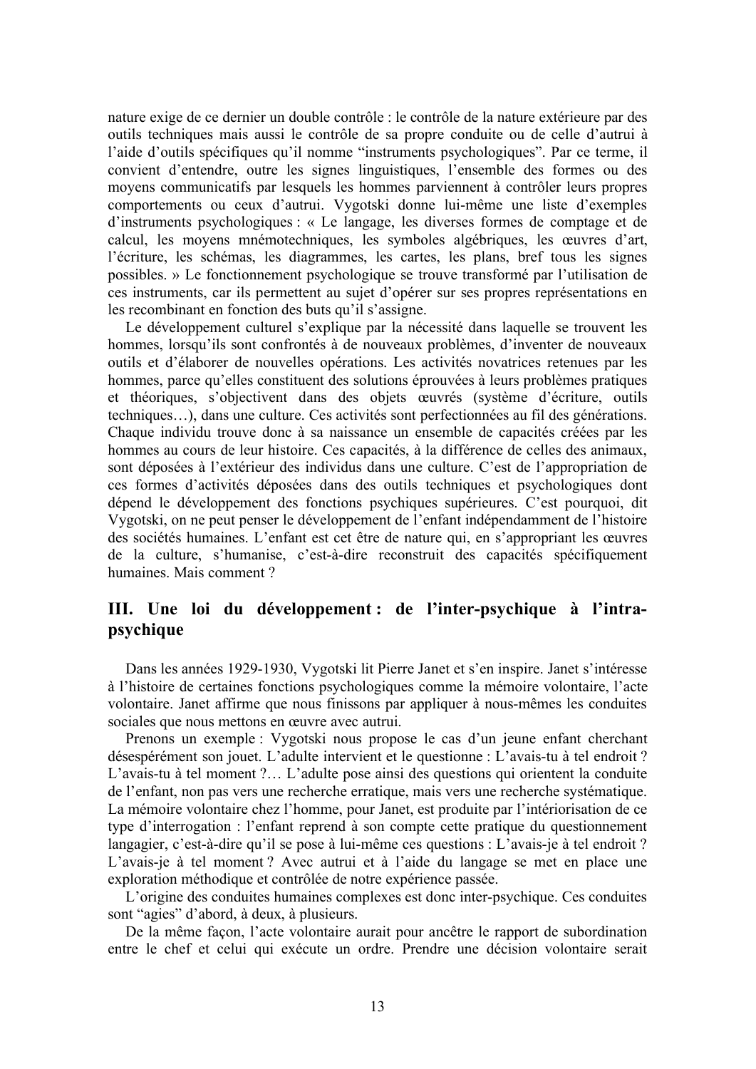nature exige de ce dernier un double contrôle : le contrôle de la nature extérieure par des outils techniques mais aussi le contrôle de sa propre conduite ou de celle d'autrui à l'aide d'outils spécifiques qu'il nomme "instruments psychologiques". Par ce terme, il convient d'entendre, outre les signes linguistiques, l'ensemble des formes ou des moyens communicatifs par lesquels les hommes parviennent à contrôler leurs propres comportements ou ceux d'autrui. Vygotski donne lui-même une liste d'exemples d'instruments psychologiques : « Le langage, les diverses formes de comptage et de calcul, les moyens mnémotechniques, les symboles algébriques, les œuvres d'art, l'écriture, les schémas, les diagrammes, les cartes, les plans, bref tous les signes possibles. » Le fonctionnement psychologique se trouve transformé par l'utilisation de ces instruments, car ils permettent au sujet d'opérer sur ses propres représentations en les recombinant en fonction des buts qu'il s'assigne.

Le développement culturel s'explique par la nécessité dans laquelle se trouvent les hommes, lorsqu'ils sont confrontés à de nouveaux problèmes, d'inventer de nouveaux outils et d'élaborer de nouvelles opérations. Les activités novatrices retenues par les hommes, parce qu'elles constituent des solutions éprouvées à leurs problèmes pratiques et théoriques, s'objectivent dans des objets œuvrés (système d'écriture, outils techniques…), dans une culture. Ces activités sont perfectionnées au fil des générations. Chaque individu trouve donc à sa naissance un ensemble de capacités créées par les hommes au cours de leur histoire. Ces capacités, à la différence de celles des animaux, sont déposées à l'extérieur des individus dans une culture. C'est de l'appropriation de ces formes d'activités déposées dans des outils techniques et psychologiques dont dépend le développement des fonctions psychiques supérieures. C'est pourquoi, dit Vygotski, on ne peut penser le développement de l'enfant indépendamment de l'histoire des sociétés humaines. L'enfant est cet être de nature qui, en s'appropriant les œuvres de la culture, s'humanise, c'est-à-dire reconstruit des capacités spécifiquement humaines. Mais comment ?

## III. Une loi du développement : de l'inter-psychique à l'intra-psychique

Dans les années 1929-1930, Vygotski lit Pierre Janet et s'en inspire. Janet s'intéresse à l'histoire de certaines fonctions psychologiques comme la mémoire volontaire, l'acte volontaire. Janet affirme que nous finissons par appliquer à nous-mêmes les conduites sociales que nous mettons en œuvre avec autrui.

Prenons un exemple : Vygotski nous propose le cas d'un jeune enfant cherchant désespérément son jouet. L'adulte intervient et le questionne : L'avais-tu à tel endroit ? L'avais-tu à tel moment ?… L'adulte pose ainsi des questions qui orientent la conduite de l'enfant, non pas vers une recherche erratique, mais vers une recherche systématique. La mémoire volontaire chez l'homme, pour Janet, est produite par l'intériorisation de ce type d'interrogation : l'enfant reprend à son compte cette pratique du questionnement langagier, c'est-à-dire qu'il se pose à lui-même ces questions : L'avais-je à tel endroit ? L'avais-je à tel moment ? Avec autrui et à l'aide du langage se met en place une exploration méthodique et contrôlée de notre expérience passée.

L'origine des conduites humaines complexes est donc inter-psychique. Ces conduites sont "agies" d'abord, à deux, à plusieurs.

De la même façon, l'acte volontaire aurait pour ancêtre le rapport de subordination entre le chef et celui qui exécute un ordre. Prendre une décision volontaire serait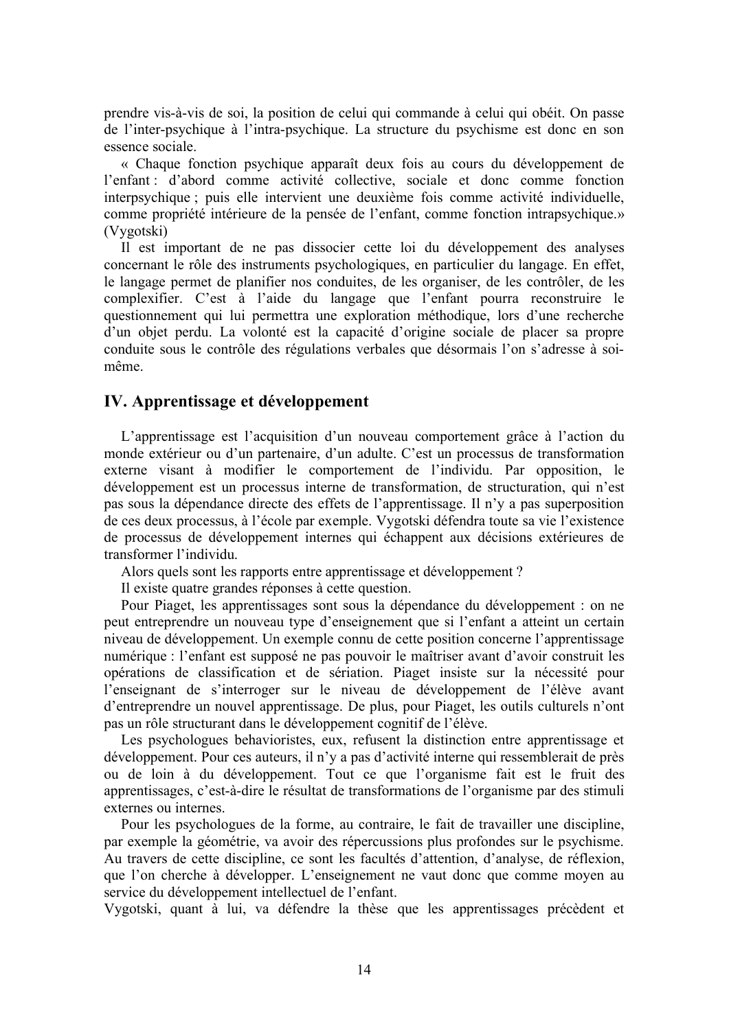prendre vis-à-vis de soi, la position de celui qui commande à celui qui obéit. On passe de l'inter-psychique à l'intra-psychique. La structure du psychisme est donc en son essence sociale.

« Chaque fonction psychique apparaît deux fois au cours du développement de l'enfant : d'abord comme activité collective, sociale et donc comme fonction interpsychique ; puis elle intervient une deuxième fois comme activité individuelle, comme propriété intérieure de la pensée de l'enfant, comme fonction intrapsychique.» (Vygotski)

Il est important de ne pas dissocier cette loi du développement des analyses concernant le rôle des instruments psychologiques, en particulier du langage. En effet, le langage permet de planifier nos conduites, de les organiser, de les contrôler, de les complexifier. C'est à l'aide du langage que l'enfant pourra reconstruire le questionnement qui lui permettra une exploration méthodique, lors d'une recherche d'un objet perdu. La volonté est la capacité d'origine sociale de placer sa propre conduite sous le contrôle des régulations verbales que désormais l'on s'adresse à soi-même.

## IV. Apprentissage et développement

L'apprentissage est l'acquisition d'un nouveau comportement grâce à l'action du monde extérieur ou d'un partenaire, d'un adulte. C'est un processus de transformation externe visant à modifier le comportement de l'individu. Par opposition, le développement est un processus interne de transformation, de structuration, qui n'est pas sous la dépendance directe des effets de l'apprentissage. Il n'y a pas superposition de ces deux processus, à l'école par exemple. Vygotski défendra toute sa vie l'existence de processus de développement internes qui échappent aux décisions extérieures de transformer l'individu.

Alors quels sont les rapports entre apprentissage et développement ?

Il existe quatre grandes réponses à cette question.

Pour Piaget, les apprentissages sont sous la dépendance du développement : on ne peut entreprendre un nouveau type d'enseignement que si l'enfant a atteint un certain niveau de développement. Un exemple connu de cette position concerne l'apprentissage numérique : l'enfant est supposé ne pas pouvoir le maîtriser avant d'avoir construit les opérations de classification et de sériation. Piaget insiste sur la nécessité pour l'enseignant de s'interroger sur le niveau de développement de l'élève avant d'entreprendre un nouvel apprentissage. De plus, pour Piaget, les outils culturels n'ont pas un rôle structurant dans le développement cognitif de l'élève.

Les psychologues behavioristes, eux, refusent la distinction entre apprentissage et développement. Pour ces auteurs, il n'y a pas d'activité interne qui ressemblerait de près ou de loin à du développement. Tout ce que l'organisme fait est le fruit des apprentissages, c'est-à-dire le résultat de transformations de l'organisme par des stimuli externes ou internes.

Pour les psychologues de la forme, au contraire, le fait de travailler une discipline, par exemple la géométrie, va avoir des répercussions plus profondes sur le psychisme. Au travers de cette discipline, ce sont les facultés d'attention, d'analyse, de réflexion, que l'on cherche à développer. L'enseignement ne vaut donc que comme moyen au service du développement intellectuel de l'enfant.

Vygotski, quant à lui, va défendre la thèse que les apprentissages précèdent et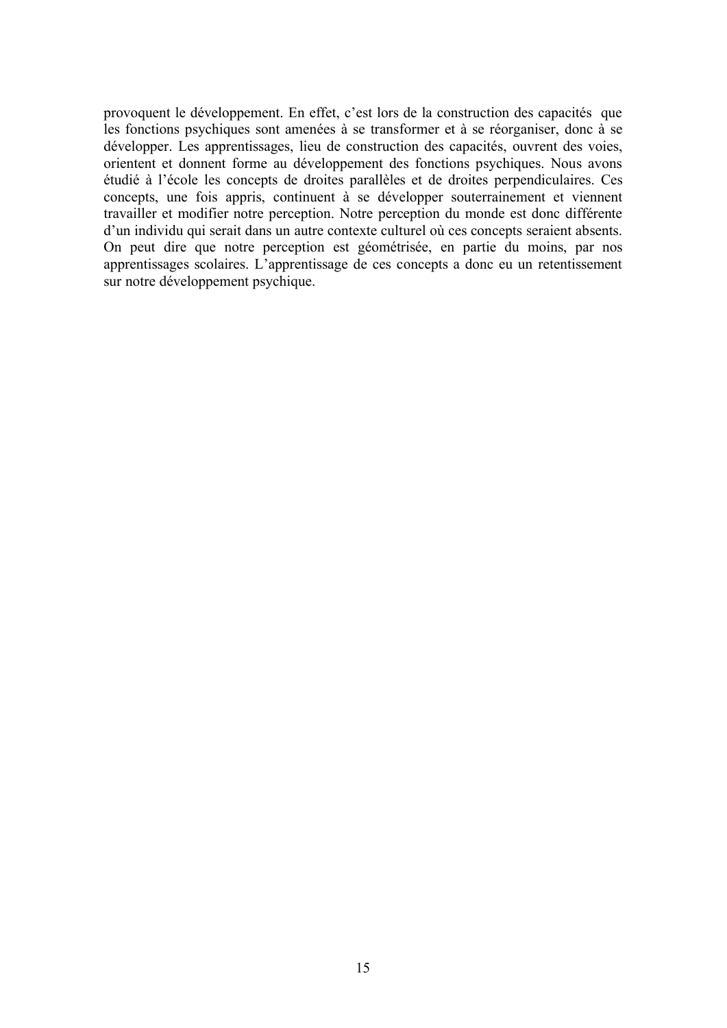provoquent le développement. En effet, c'est lors de la construction des capacités que les fonctions psychiques sont amenées à se transformer et à se réorganiser, donc à se développer. Les apprentissages, lieu de construction des capacités, ouvrent des voies, orientent et donnent forme au développement des fonctions psychiques. Nous avons étudié à l'école les concepts de droites parallèles et de droites perpendiculaires. Ces concepts, une fois appris, continuent à se développer souterrainement et viennent travailler et modifier notre perception. Notre perception du monde est donc différente d'un individu qui serait dans un autre contexte culturel où ces concepts seraient absents. On peut dire que notre perception est géométrisée, en partie du moins, par nos apprentissages scolaires. L'apprentissage de ces concepts a donc eu un retentissement sur notre développement psychique.